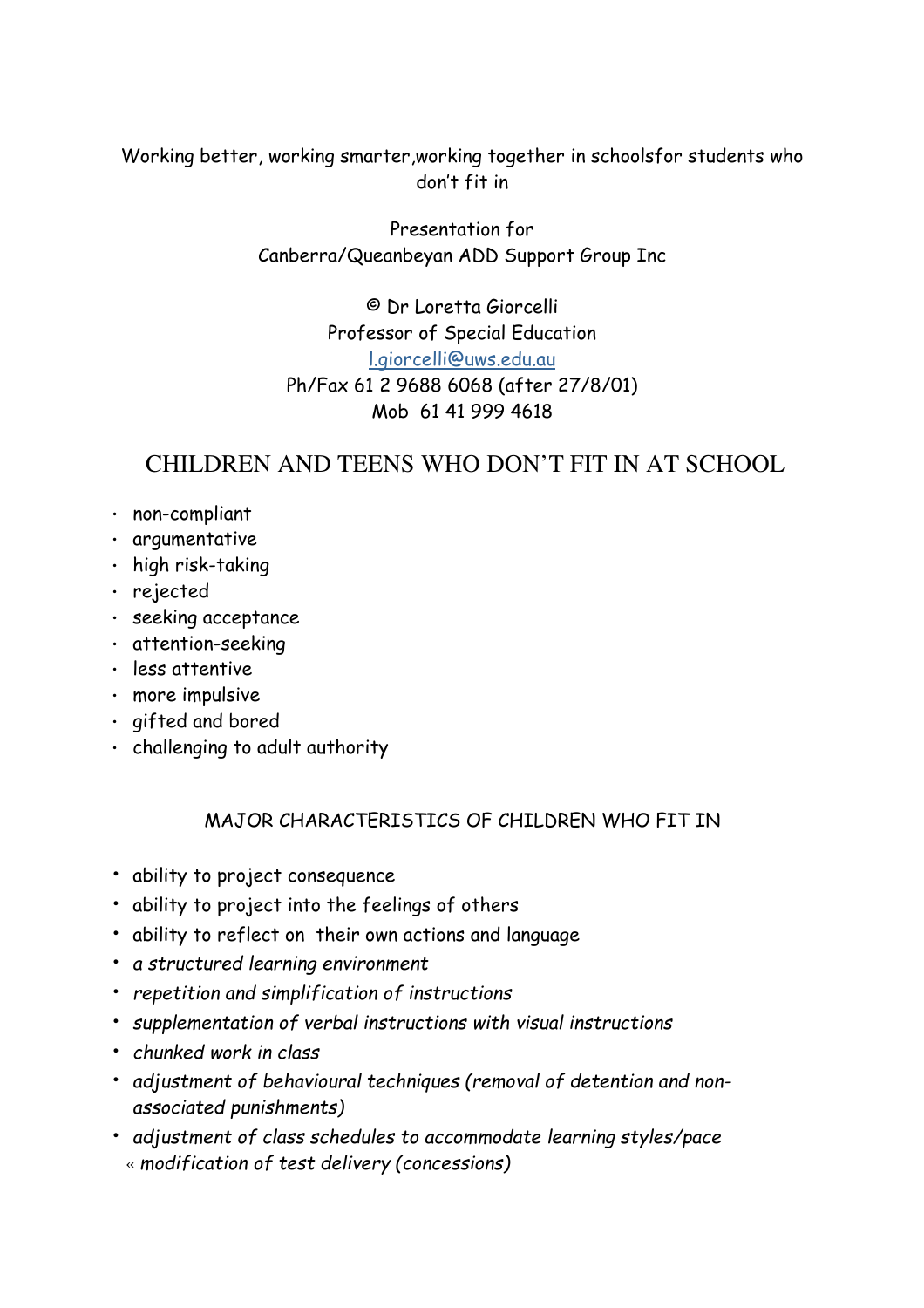Working better, working smarter,working together in schoolsfor students who don't fit in

Presentation for
Canberra/Queanbeyan ADD Support Group Inc

© Dr Loretta Giorcelli
Professor of Special Education
l.giorcelli@uws.edu.au
Ph/Fax 61 2 9688 6068 (after 27/8/01)
Mob 61 41 999 4618

## CHILDREN AND TEENS WHO DON'T FIT IN AT SCHOOL

- non-compliant
- argumentative
- high risk-taking
- rejected
- seeking acceptance
- attention-seeking
- less attentive
- more impulsive
- gifted and bored
- challenging to adult authority

### MAJOR CHARACTERISTICS OF CHILDREN WHO FIT IN

- ability to project consequence
- ability to project into the feelings of others
- ability to reflect on their own actions and language
- *a structured learning environment*
- *repetition and simplification of instructions*
- *supplementation of verbal instructions with visual instructions*
- *chunked work in class*
- *adjustment of behavioural techniques (removal of detention and non-associated punishments)*
- *adjustment of class schedules to accommodate learning styles/pace*
- *modification of test delivery (concessions)*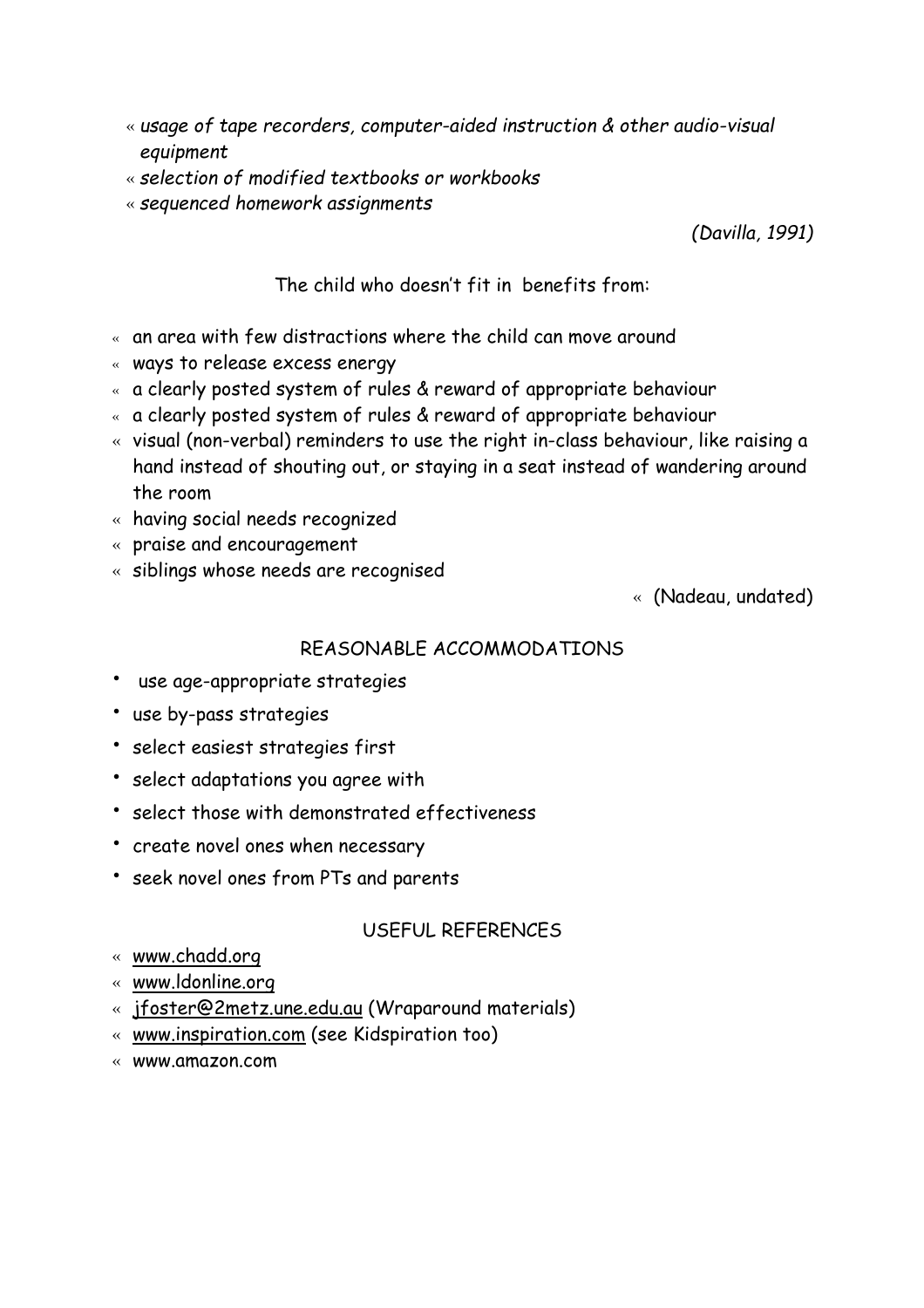- *usage of tape recorders, computer-aided instruction & other audio-visual equipment*
- *selection of modified textbooks or workbooks*
- *sequenced homework assignments*

*(Davilla, 1991)*

The child who doesn't fit in benefits from:

- an area with few distractions where the child can move around
- ways to release excess energy
- a clearly posted system of rules & reward of appropriate behaviour
- a clearly posted system of rules & reward of appropriate behaviour
- visual (non-verbal) reminders to use the right in-class behaviour, like raising a hand instead of shouting out, or staying in a seat instead of wandering around the room
- having social needs recognized
- praise and encouragement
- siblings whose needs are recognised

« (Nadeau, undated)

## REASONABLE ACCOMMODATIONS

- use age-appropriate strategies
- use by-pass strategies
- select easiest strategies first
- select adaptations you agree with
- select those with demonstrated effectiveness
- create novel ones when necessary
- seek novel ones from PTs and parents

## USEFUL REFERENCES

- www.chadd.org
- www.ldonline.org
- jfoster@2metz.une.edu.au (Wraparound materials)
- www.inspiration.com (see Kidspiration too)
- www.amazon.com